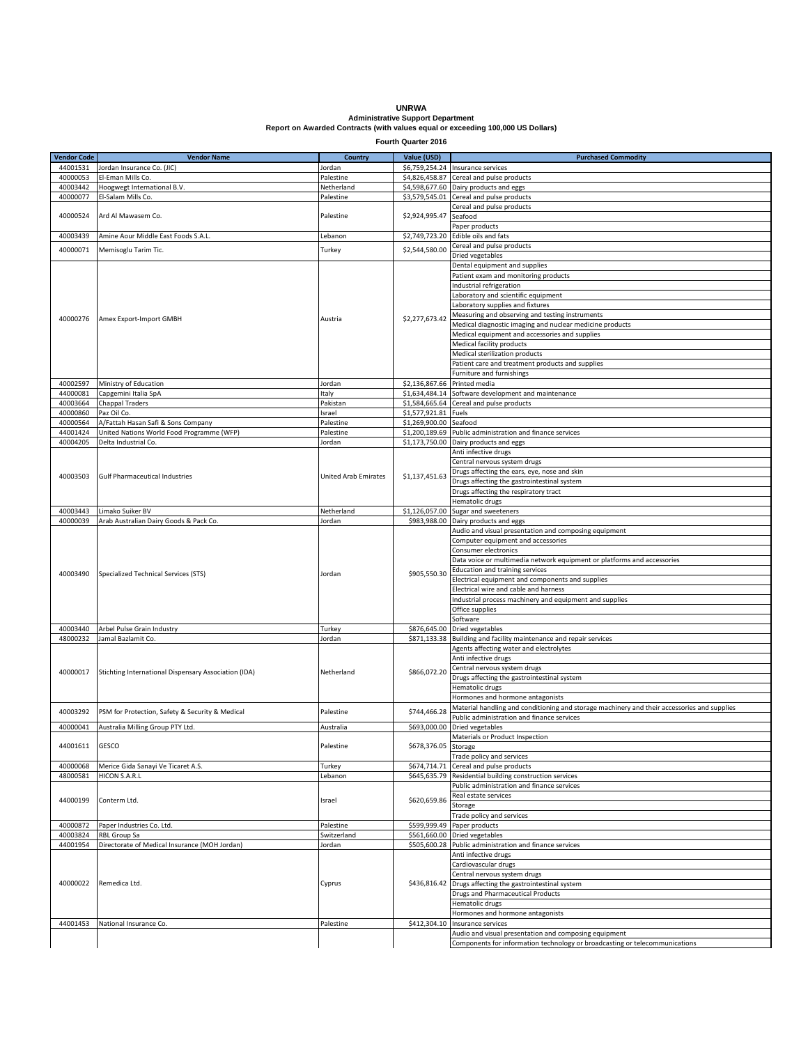# UNRWA

## Administrative Support Department

### Report on Awarded Contracts (with values equal or exceeding 100,000 US Dollars)

**Fourth Quarter 2016**

| Vendor Code | Vendor Name | Country | Value (USD) | Purchased Commodity |
|---|---|---|---|---|
| 44001531 | Jordan Insurance Co. (JIC) | Jordan | $6,759,254.24 | Insurance services |
| 40000053 | El-Eman Mills Co. | Palestine | $4,826,458.87 | Cereal and pulse products |
| 40003442 | Hoogwegt International B.V. | Netherland | $4,598,677.60 | Dairy products and eggs |
| 40000077 | El-Salam Mills Co. | Palestine | $3,579,545.01 | Cereal and pulse products |
| 40000524 | Ard Al Mawasem Co. | Palestine | $2,924,995.47 | Cereal and pulse products |
| | | | | Seafood |
| | | | | Paper products |
| 40003439 | Amine Aour Middle East Foods S.A.L. | Lebanon | $2,749,723.20 | Edible oils and fats |
| 40000071 | Memisoglu Tarim Tic. | Turkey | $2,544,580.00 | Cereal and pulse products |
| | | | | Dried vegetables |
| 40000276 | Amex Export-Import GMBH | Austria | $2,277,673.42 | Dental equipment and supplies |
| | | | | Patient exam and monitoring products |
| | | | | Industrial refrigeration |
| | | | | Laboratory and scientific equipment |
| | | | | Laboratory supplies and fixtures |
| | | | | Measuring and observing and testing instruments |
| | | | | Medical diagnostic imaging and nuclear medicine products |
| | | | | Medical equipment and accessories and supplies |
| | | | | Medical facility products |
| | | | | Medical sterilization products |
| | | | | Patient care and treatment products and supplies |
| | | | | Furniture and furnishings |
| 40002597 | Ministry of Education | Jordan | $2,136,867.66 | Printed media |
| 44000081 | Capgemini Italia SpA | Italy | $1,634,484.14 | Software development and maintenance |
| 40003664 | Chappal Traders | Pakistan | $1,584,665.64 | Cereal and pulse products |
| 40000860 | Paz Oil Co. | Israel | $1,577,921.81 | Fuels |
| 40000564 | A/Fattah Hasan Safi & Sons Company | Palestine | $1,269,900.00 | Seafood |
| 44001424 | United Nations World Food Programme (WFP) | Palestine | $1,200,189.69 | Public administration and finance services |
| 40004205 | Delta Industrial Co. | Jordan | $1,173,750.00 | Dairy products and eggs |
| 40003503 | Gulf Pharmaceutical Industries | United Arab Emirates | $1,137,451.63 | Anti infective drugs |
| | | | | Central nervous system drugs |
| | | | | Drugs affecting the ears, eye, nose and skin |
| | | | | Drugs affecting the gastrointestinal system |
| | | | | Drugs affecting the respiratory tract |
| | | | | Hematolic drugs |
| 40003443 | Limako Suiker BV | Netherland | $1,126,057.00 | Sugar and sweeteners |
| 40000039 | Arab Australian Dairy Goods & Pack Co. | Jordan | $983,988.00 | Dairy products and eggs |
| 40003490 | Specialized Technical Services (STS) | Jordan | $905,550.30 | Audio and visual presentation and composing equipment |
| | | | | Computer equipment and accessories |
| | | | | Consumer electronics |
| | | | | Data voice or multimedia network equipment or platforms and accessories |
| | | | | Education and training services |
| | | | | Electrical equipment and components and supplies |
| | | | | Electrical wire and cable and harness |
| | | | | Industrial process machinery and equipment and supplies |
| | | | | Office supplies |
| | | | | Software |
| 40003440 | Arbel Pulse Grain Industry | Turkey | $876,645.00 | Dried vegetables |
| 48000232 | Jamal Bazlamit Co. | Jordan | $871,133.38 | Building and facility maintenance and repair services |
| 40000017 | Stichting International Dispensary Association (IDA) | Netherland | $866,072.20 | Agents affecting water and electrolytes |
| | | | | Anti infective drugs |
| | | | | Central nervous system drugs |
| | | | | Drugs affecting the gastrointestinal system |
| | | | | Hematolic drugs |
| | | | | Hormones and hormone antagonists |
| 40003292 | PSM for Protection, Safety & Security & Medical | Palestine | $744,466.28 | Material handling and conditioning and storage machinery and their accessories and supplies |
| | | | | Public administration and finance services |
| 40000041 | Australia Milling Group PTY Ltd. | Australia | $693,000.00 | Dried vegetables |
| 44001611 | GESCO | Palestine | $678,376.05 | Materials or Product Inspection |
| | | | | Storage |
| | | | | Trade policy and services |
| 40000068 | Merice Gida Sanayi Ve Ticaret A.S. | Turkey | $674,714.71 | Cereal and pulse products |
| 48000581 | HICON S.A.R.L | Lebanon | $645,635.79 | Residential building construction services |
| 44000199 | Conterm Ltd. | Israel | $620,659.86 | Public administration and finance services |
| | | | | Real estate services |
| | | | | Storage |
| | | | | Trade policy and services |
| 40000872 | Paper Industries Co. Ltd. | Palestine | $599,999.49 | Paper products |
| 40003824 | RBL Group Sa | Switzerland | $561,660.00 | Dried vegetables |
| 44001954 | Directorate of Medical Insurance (MOH Jordan) | Jordan | $505,600.28 | Public administration and finance services |
| 40000022 | Remedica Ltd. | Cyprus | $436,816.42 | Anti infective drugs |
| | | | | Cardiovascular drugs |
| | | | | Central nervous system drugs |
| | | | | Drugs affecting the gastrointestinal system |
| | | | | Drugs and Pharmaceutical Products |
| | | | | Hematolic drugs |
| | | | | Hormones and hormone antagonists |
| 44001453 | National Insurance Co. | Palestine | $412,304.10 | Insurance services |
| | | | | Audio and visual presentation and composing equipment |
| | | | | Components for information technology or broadcasting or telecommunications |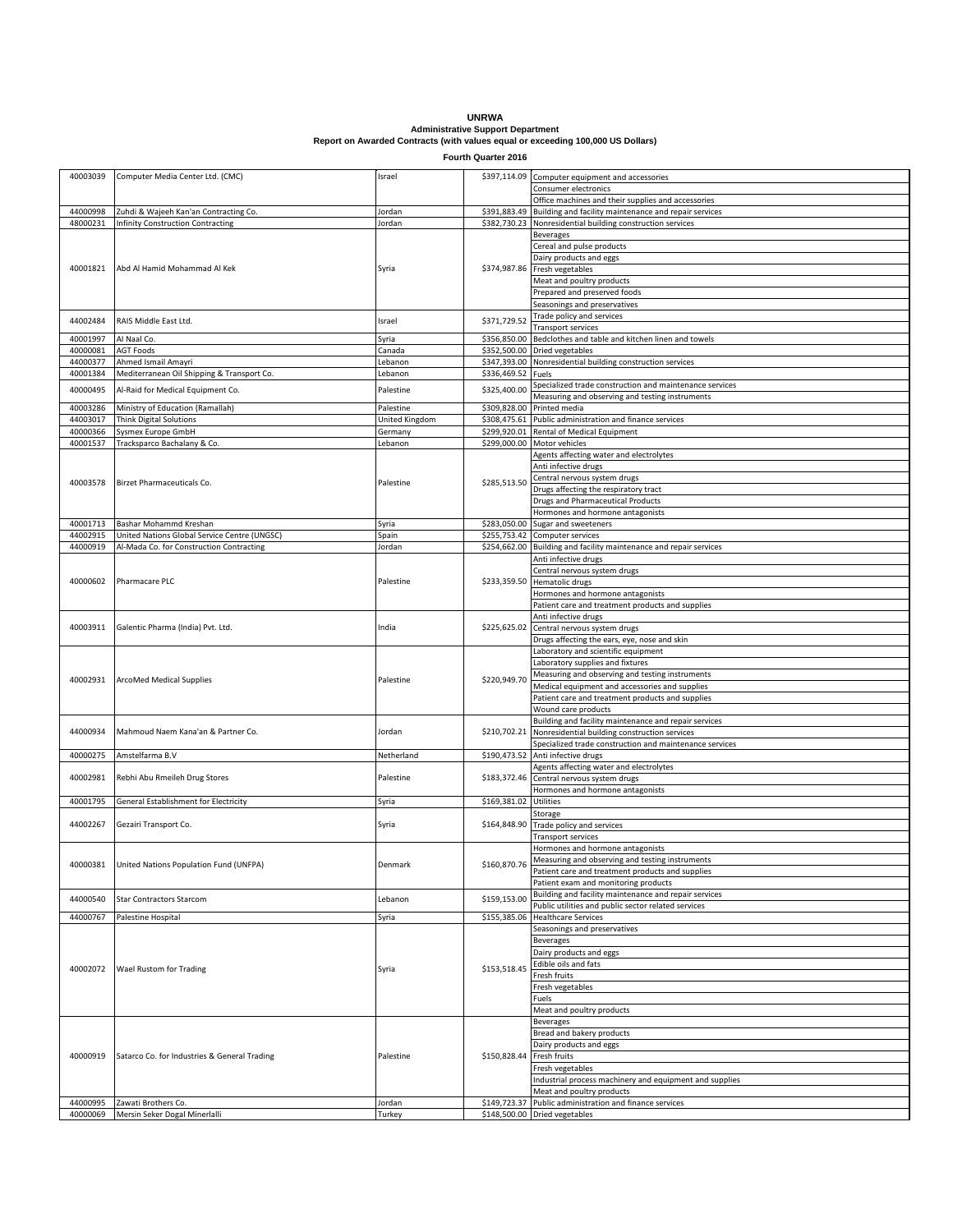**UNRWA**
**Administrative Support Department**
**Report on Awarded Contracts (with values equal or exceeding 100,000 US Dollars)**

**Fourth Quarter 2016**

| | | | | |
|---|---|---|---|---|
| 40003039 | Computer Media Center Ltd. (CMC) | Israel | $397,114.09 | Computer equipment and accessories |
| | | | | Consumer electronics |
| | | | | Office machines and their supplies and accessories |
| 44000998 | Zuhdi & Wajeeh Kan'an Contracting Co. | Jordan | $391,883.49 | Building and facility maintenance and repair services |
| 48000231 | Infinity Construction Contracting | Jordan | $382,730.23 | Nonresidential building construction services |
| 40001821 | Abd Al Hamid Mohammad Al Kek | Syria | $374,987.86 | Beverages |
| | | | | Cereal and pulse products |
| | | | | Dairy products and eggs |
| | | | | Fresh vegetables |
| | | | | Meat and poultry products |
| | | | | Prepared and preserved foods |
| | | | | Seasonings and preservatives |
| 44002484 | RAIS Middle East Ltd. | Israel | $371,729.52 | Trade policy and services |
| | | | | Transport services |
| 40001997 | Al Naal Co. | Syria | $356,850.00 | Bedclothes and table and kitchen linen and towels |
| 40000081 | AGT Foods | Canada | $352,500.00 | Dried vegetables |
| 44000377 | Ahmed Ismail Amayri | Lebanon | $347,393.00 | Nonresidential building construction services |
| 40001384 | Mediterranean Oil Shipping & Transport Co. | Lebanon | $336,469.52 | Fuels |
| 40000495 | Al-Raid for Medical Equipment Co. | Palestine | $325,400.00 | Specialized trade construction and maintenance services |
| | | | | Measuring and observing and testing instruments |
| 40003286 | Ministry of Education (Ramallah) | Palestine | $309,828.00 | Printed media |
| 44003017 | Think Digital Solutions | United Kingdom | $308,475.61 | Public administration and finance services |
| 40000366 | Sysmex Europe GmbH | Germany | $299,920.01 | Rental of Medical Equipment |
| 40001537 | Tracksparco Bachalany & Co. | Lebanon | $299,000.00 | Motor vehicles |
| 40003578 | Birzet Pharmaceuticals Co. | Palestine | $285,513.50 | Agents affecting water and electrolytes |
| | | | | Anti infective drugs |
| | | | | Central nervous system drugs |
| | | | | Drugs affecting the respiratory tract |
| | | | | Drugs and Pharmaceutical Products |
| | | | | Hormones and hormone antagonists |
| 40001713 | Bashar Mohammd Kreshan | Syria | $283,050.00 | Sugar and sweeteners |
| 44002915 | United Nations Global Service Centre (UNGSC) | Spain | $255,753.42 | Computer services |
| 44000919 | Al-Mada Co. for Construction Contracting | Jordan | $254,662.00 | Building and facility maintenance and repair services |
| 40000602 | Pharmacare PLC | Palestine | $233,359.50 | Anti infective drugs |
| | | | | Central nervous system drugs |
| | | | | Hematolic drugs |
| | | | | Hormones and hormone antagonists |
| | | | | Patient care and treatment products and supplies |
| 40003911 | Galentic Pharma (India) Pvt. Ltd. | India | $225,625.02 | Anti infective drugs |
| | | | | Central nervous system drugs |
| | | | | Drugs affecting the ears, eye, nose and skin |
| 40002931 | ArcoMed Medical Supplies | Palestine | $220,949.70 | Laboratory and scientific equipment |
| | | | | Laboratory supplies and fixtures |
| | | | | Measuring and observing and testing instruments |
| | | | | Medical equipment and accessories and supplies |
| | | | | Patient care and treatment products and supplies |
| | | | | Wound care products |
| 44000934 | Mahmoud Naem Kana'an & Partner Co. | Jordan | $210,702.21 | Building and facility maintenance and repair services |
| | | | | Nonresidential building construction services |
| | | | | Specialized trade construction and maintenance services |
| 40000275 | Amstelfarma B.V | Netherland | $190,473.52 | Anti infective drugs |
| 40002981 | Rebhi Abu Rmeileh Drug Stores | Palestine | $183,372.46 | Agents affecting water and electrolytes |
| | | | | Central nervous system drugs |
| | | | | Hormones and hormone antagonists |
| 40001795 | General Establishment for Electricity | Syria | $169,381.02 | Utilities |
| 44002267 | Gezairi Transport Co. | Syria | $164,848.90 | Storage |
| | | | | Trade policy and services |
| | | | | Transport services |
| 40000381 | United Nations Population Fund (UNFPA) | Denmark | $160,870.76 | Hormones and hormone antagonists |
| | | | | Measuring and observing and testing instruments |
| | | | | Patient care and treatment products and supplies |
| | | | | Patient exam and monitoring products |
| 44000540 | Star Contractors Starcom | Lebanon | $159,153.00 | Building and facility maintenance and repair services |
| | | | | Public utilities and public sector related services |
| 44000767 | Palestine Hospital | Syria | $155,385.06 | Healthcare Services |
| 40002072 | Wael Rustom for Trading | Syria | $153,518.45 | Seasonings and preservatives |
| | | | | Beverages |
| | | | | Dairy products and eggs |
| | | | | Edible oils and fats |
| | | | | Fresh fruits |
| | | | | Fresh vegetables |
| | | | | Fuels |
| | | | | Meat and poultry products |
| 40000919 | Satarco Co. for Industries & General Trading | Palestine | $150,828.44 | Beverages |
| | | | | Bread and bakery products |
| | | | | Dairy products and eggs |
| | | | | Fresh fruits |
| | | | | Fresh vegetables |
| | | | | Industrial process machinery and equipment and supplies |
| | | | | Meat and poultry products |
| 44000995 | Zawati Brothers Co. | Jordan | $149,723.37 | Public administration and finance services |
| 40000069 | Mersin Seker Dogal Minerlalli | Turkey | $148,500.00 | Dried vegetables |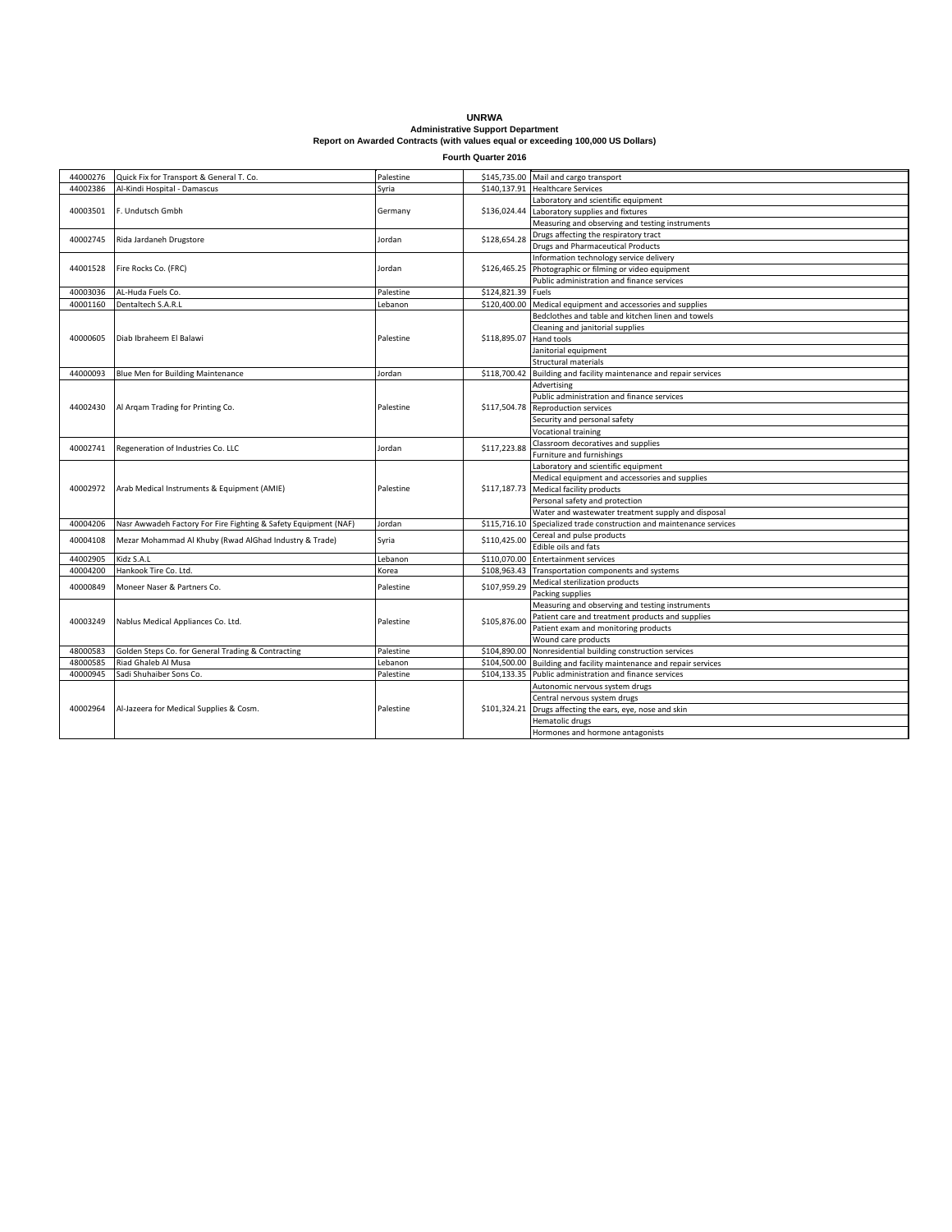**UNRWA**

**Administrative Support Department**

**Report on Awarded Contracts (with values equal or exceeding 100,000 US Dollars)**

**Fourth Quarter 2016**

| | | | | |
|---|---|---|---|---|
| 44000276 | Quick Fix for Transport & General T. Co. | Palestine | $145,735.00 | Mail and cargo transport |
| 44002386 | Al-Kindi Hospital - Damascus | Syria | $140,137.91 | Healthcare Services |
| 40003501 | F. Undutsch Gmbh | Germany | $136,024.44 | Laboratory and scientific equipment<br>Laboratory supplies and fixtures<br>Measuring and observing and testing instruments |
| 40002745 | Rida Jardaneh Drugstore | Jordan | $128,654.28 | Drugs affecting the respiratory tract<br>Drugs and Pharmaceutical Products |
| 44001528 | Fire Rocks Co. (FRC) | Jordan | $126,465.25 | Information technology service delivery<br>Photographic or filming or video equipment<br>Public administration and finance services |
| 40003036 | AL-Huda Fuels Co. | Palestine | $124,821.39 | Fuels |
| 40001160 | Dentaltech S.A.R.L | Lebanon | $120,400.00 | Medical equipment and accessories and supplies |
| 40000605 | Diab Ibraheem El Balawi | Palestine | $118,895.07 | Bedclothes and table and kitchen linen and towels<br>Cleaning and janitorial supplies<br>Hand tools<br>Janitorial equipment<br>Structural materials |
| 44000093 | Blue Men for Building Maintenance | Jordan | $118,700.42 | Building and facility maintenance and repair services |
| 44002430 | Al Arqam Trading for Printing Co. | Palestine | $117,504.78 | Advertising<br>Public administration and finance services<br>Reproduction services<br>Security and personal safety<br>Vocational training |
| 40002741 | Regeneration of Industries Co. LLC | Jordan | $117,223.88 | Classroom decoratives and supplies<br>Furniture and furnishings |
| 40002972 | Arab Medical Instruments & Equipment (AMIE) | Palestine | $117,187.73 | Laboratory and scientific equipment<br>Medical equipment and accessories and supplies<br>Medical facility products<br>Personal safety and protection<br>Water and wastewater treatment supply and disposal |
| 40004206 | Nasr Awwadeh Factory For Fire Fighting & Safety Equipment (NAF) | Jordan | $115,716.10 | Specialized trade construction and maintenance services |
| 40004108 | Mezar Mohammad Al Khuby (Rwad AlGhad Industry & Trade) | Syria | $110,425.00 | Cereal and pulse products<br>Edible oils and fats |
| 44002905 | Kidz S.A.L | Lebanon | $110,070.00 | Entertainment services |
| 40004200 | Hankook Tire Co. Ltd. | Korea | $108,963.43 | Transportation components and systems |
| 40000849 | Moneer Naser & Partners Co. | Palestine | $107,959.29 | Medical sterilization products<br>Packing supplies |
| 40003249 | Nablus Medical Appliances Co. Ltd. | Palestine | $105,876.00 | Measuring and observing and testing instruments<br>Patient care and treatment products and supplies<br>Patient exam and monitoring products<br>Wound care products |
| 48000583 | Golden Steps Co. for General Trading & Contracting | Palestine | $104,890.00 | Nonresidential building construction services |
| 48000585 | Riad Ghaleb Al Musa | Lebanon | $104,500.00 | Building and facility maintenance and repair services |
| 40000945 | Sadi Shuhaiber Sons Co. | Palestine | $104,133.35 | Public administration and finance services |
| 40002964 | Al-Jazeera for Medical Supplies & Cosm. | Palestine | $101,324.21 | Autonomic nervous system drugs<br>Central nervous system drugs<br>Drugs affecting the ears, eye, nose and skin<br>Hematolic drugs<br>Hormones and hormone antagonists |